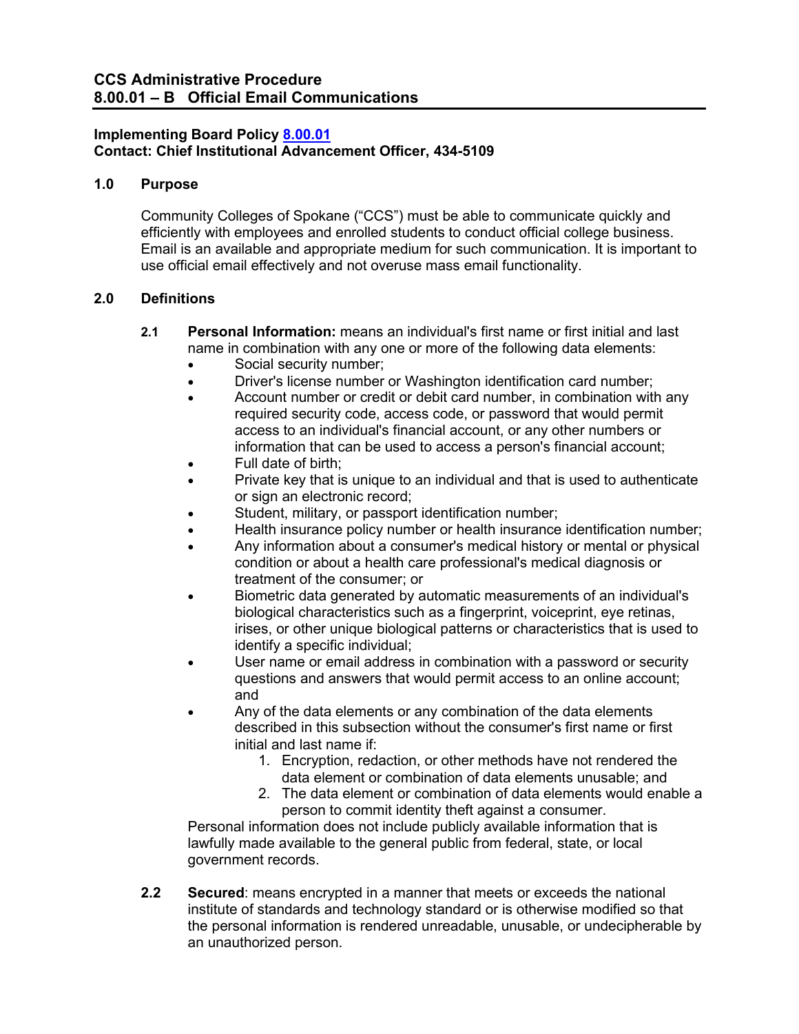# CCS Administrative Procedure
# 8.00.01 – B Official Email Communications

**Implementing Board Policy [8.00.01]**
**Contact: Chief Institutional Advancement Officer, 434-5109**

## 1.0 Purpose

Community Colleges of Spokane ("CCS") must be able to communicate quickly and efficiently with employees and enrolled students to conduct official college business. Email is an available and appropriate medium for such communication. It is important to use official email effectively and not overuse mass email functionality.

## 2.0 Definitions

**2.1 Personal Information:** means an individual's first name or first initial and last name in combination with any one or more of the following data elements:

- Social security number;
- Driver's license number or Washington identification card number;
- Account number or credit or debit card number, in combination with any required security code, access code, or password that would permit access to an individual's financial account, or any other numbers or information that can be used to access a person's financial account;
- Full date of birth;
- Private key that is unique to an individual and that is used to authenticate or sign an electronic record;
- Student, military, or passport identification number;
- Health insurance policy number or health insurance identification number;
- Any information about a consumer's medical history or mental or physical condition or about a health care professional's medical diagnosis or treatment of the consumer; or
- Biometric data generated by automatic measurements of an individual's biological characteristics such as a fingerprint, voiceprint, eye retinas, irises, or other unique biological patterns or characteristics that is used to identify a specific individual;
- User name or email address in combination with a password or security questions and answers that would permit access to an online account; and
- Any of the data elements or any combination of the data elements described in this subsection without the consumer's first name or first initial and last name if:
  1. Encryption, redaction, or other methods have not rendered the data element or combination of data elements unusable; and
  2. The data element or combination of data elements would enable a person to commit identity theft against a consumer.

Personal information does not include publicly available information that is lawfully made available to the general public from federal, state, or local government records.

**2.2 Secured**: means encrypted in a manner that meets or exceeds the national institute of standards and technology standard or is otherwise modified so that the personal information is rendered unreadable, unusable, or undecipherable by an unauthorized person.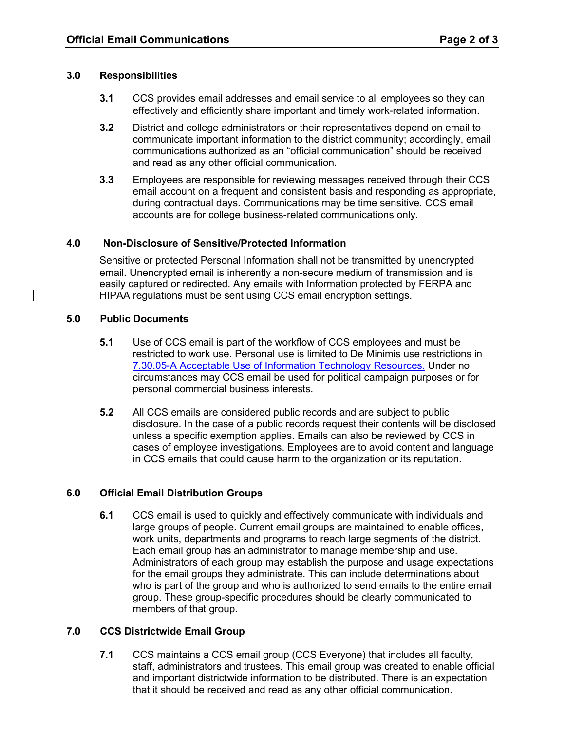## 3.0 Responsibilities

**3.1** CCS provides email addresses and email service to all employees so they can effectively and efficiently share important and timely work-related information.

**3.2** District and college administrators or their representatives depend on email to communicate important information to the district community; accordingly, email communications authorized as an "official communication" should be received and read as any other official communication.

**3.3** Employees are responsible for reviewing messages received through their CCS email account on a frequent and consistent basis and responding as appropriate, during contractual days. Communications may be time sensitive. CCS email accounts are for college business-related communications only.

## 4.0 Non-Disclosure of Sensitive/Protected Information

Sensitive or protected Personal Information shall not be transmitted by unencrypted email. Unencrypted email is inherently a non-secure medium of transmission and is easily captured or redirected. Any emails with Information protected by FERPA and HIPAA regulations must be sent using CCS email encryption settings.

## 5.0 Public Documents

**5.1** Use of CCS email is part of the workflow of CCS employees and must be restricted to work use. Personal use is limited to De Minimis use restrictions in 7.30.05-A Acceptable Use of Information Technology Resources. Under no circumstances may CCS email be used for political campaign purposes or for personal commercial business interests.

**5.2** All CCS emails are considered public records and are subject to public disclosure. In the case of a public records request their contents will be disclosed unless a specific exemption applies. Emails can also be reviewed by CCS in cases of employee investigations. Employees are to avoid content and language in CCS emails that could cause harm to the organization or its reputation.

## 6.0 Official Email Distribution Groups

**6.1** CCS email is used to quickly and effectively communicate with individuals and large groups of people. Current email groups are maintained to enable offices, work units, departments and programs to reach large segments of the district. Each email group has an administrator to manage membership and use. Administrators of each group may establish the purpose and usage expectations for the email groups they administrate. This can include determinations about who is part of the group and who is authorized to send emails to the entire email group. These group-specific procedures should be clearly communicated to members of that group.

## 7.0 CCS Districtwide Email Group

**7.1** CCS maintains a CCS email group (CCS Everyone) that includes all faculty, staff, administrators and trustees. This email group was created to enable official and important districtwide information to be distributed. There is an expectation that it should be received and read as any other official communication.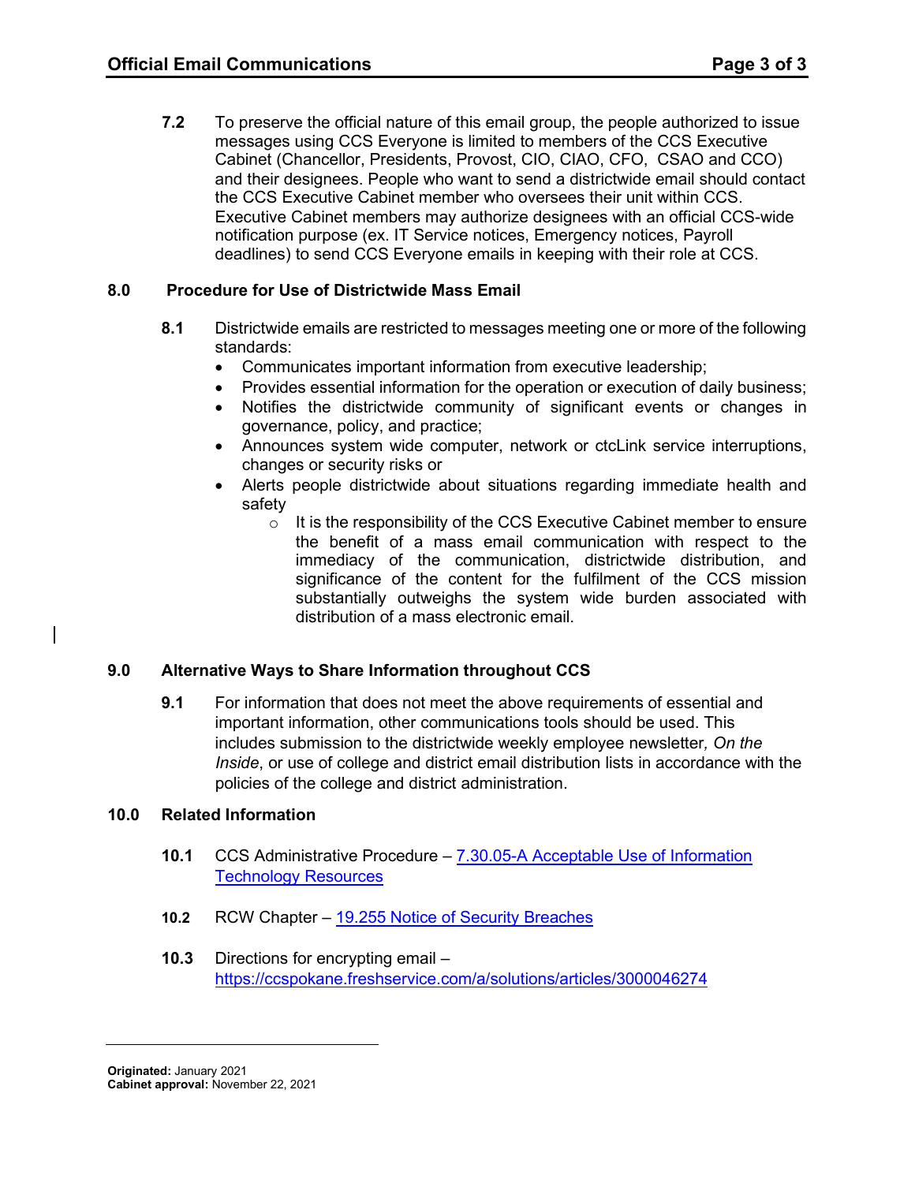**7.2** To preserve the official nature of this email group, the people authorized to issue messages using CCS Everyone is limited to members of the CCS Executive Cabinet (Chancellor, Presidents, Provost, CIO, CIAO, CFO, CSAO and CCO) and their designees. People who want to send a districtwide email should contact the CCS Executive Cabinet member who oversees their unit within CCS. Executive Cabinet members may authorize designees with an official CCS-wide notification purpose (ex. IT Service notices, Emergency notices, Payroll deadlines) to send CCS Everyone emails in keeping with their role at CCS.

## 8.0 Procedure for Use of Districtwide Mass Email

**8.1** Districtwide emails are restricted to messages meeting one or more of the following standards:

- Communicates important information from executive leadership;
- Provides essential information for the operation or execution of daily business;
- Notifies the districtwide community of significant events or changes in governance, policy, and practice;
- Announces system wide computer, network or ctcLink service interruptions, changes or security risks or
- Alerts people districtwide about situations regarding immediate health and safety
  - It is the responsibility of the CCS Executive Cabinet member to ensure the benefit of a mass email communication with respect to the immediacy of the communication, districtwide distribution, and significance of the content for the fulfilment of the CCS mission substantially outweighs the system wide burden associated with distribution of a mass electronic email.

## 9.0 Alternative Ways to Share Information throughout CCS

**9.1** For information that does not meet the above requirements of essential and important information, other communications tools should be used. This includes submission to the districtwide weekly employee newsletter, *On the Inside*, or use of college and district email distribution lists in accordance with the policies of the college and district administration.

## 10.0 Related Information

**10.1** CCS Administrative Procedure – 7.30.05-A Acceptable Use of Information Technology Resources

**10.2** RCW Chapter – 19.255 Notice of Security Breaches

**10.3** Directions for encrypting email – https://ccspokane.freshservice.com/a/solutions/articles/3000046274

---

**Originated:** January 2021
**Cabinet approval:** November 22, 2021